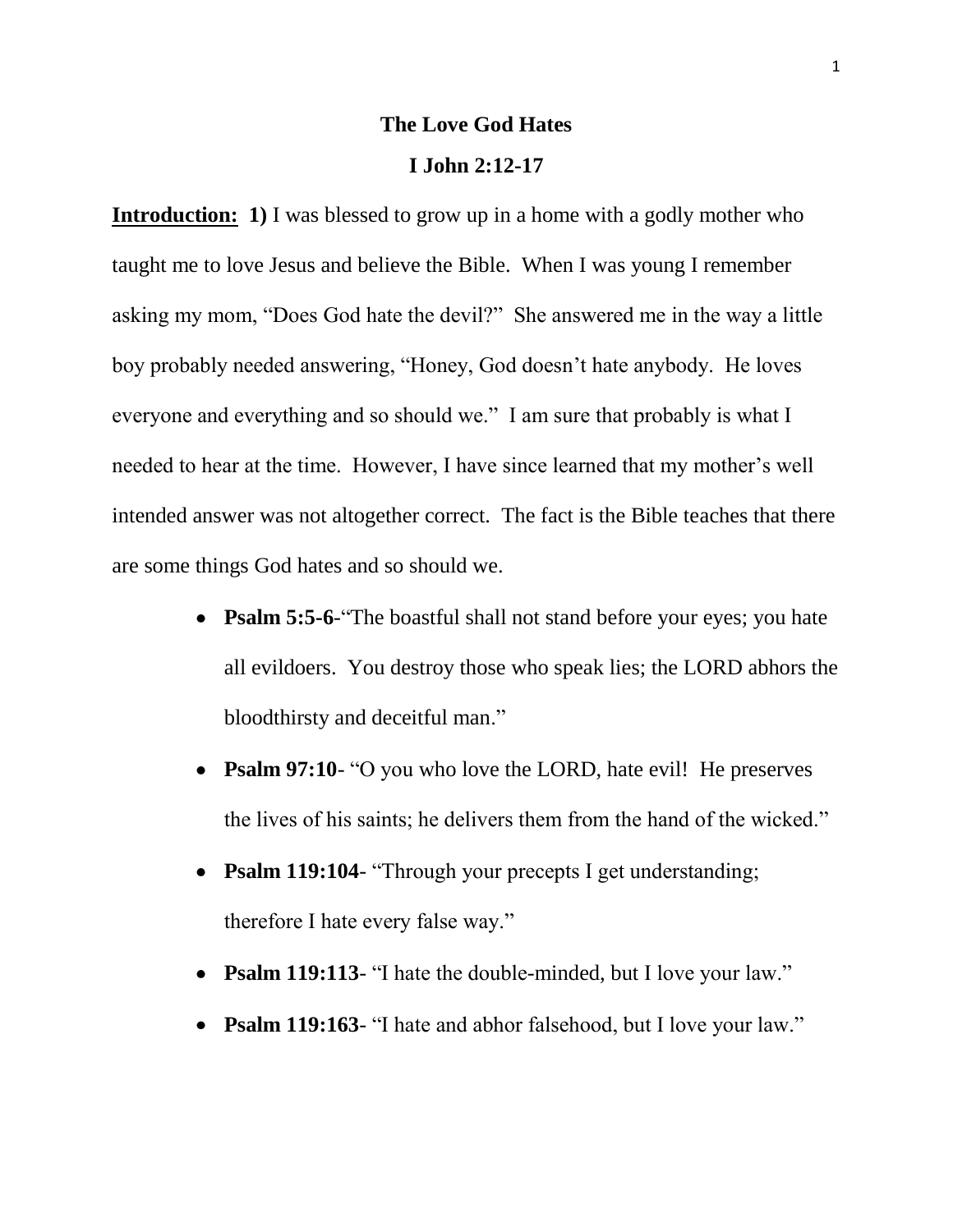# The Love God Hates

## I John 2:12-17

**Introduction: 1)** I was blessed to grow up in a home with a godly mother who taught me to love Jesus and believe the Bible. When I was young I remember asking my mom, "Does God hate the devil?" She answered me in the way a little boy probably needed answering, "Honey, God doesn't hate anybody. He loves everyone and everything and so should we." I am sure that probably is what I needed to hear at the time. However, I have since learned that my mother's well intended answer was not altogether correct. The fact is the Bible teaches that there are some things God hates and so should we.

- **Psalm 5:5-6**-"The boastful shall not stand before your eyes; you hate all evildoers. You destroy those who speak lies; the LORD abhors the bloodthirsty and deceitful man."
- **Psalm 97:10**- "O you who love the LORD, hate evil! He preserves the lives of his saints; he delivers them from the hand of the wicked."
- **Psalm 119:104**- "Through your precepts I get understanding; therefore I hate every false way."
- **Psalm 119:113**- "I hate the double-minded, but I love your law."
- **Psalm 119:163**- "I hate and abhor falsehood, but I love your law."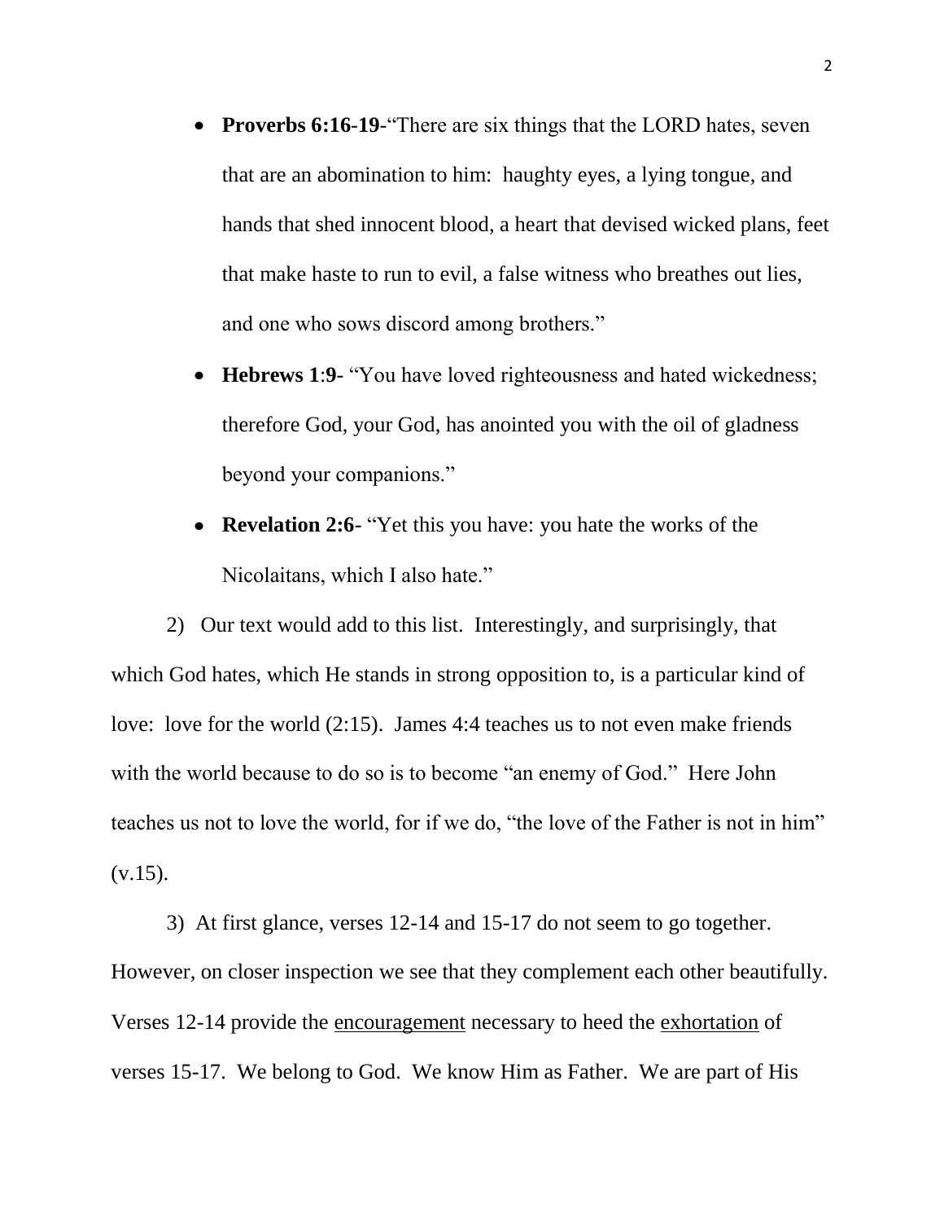- **Proverbs 6:16-19**-"There are six things that the LORD hates, seven that are an abomination to him: haughty eyes, a lying tongue, and hands that shed innocent blood, a heart that devised wicked plans, feet that make haste to run to evil, a false witness who breathes out lies, and one who sows discord among brothers."
- **Hebrews 1**:**9**- "You have loved righteousness and hated wickedness; therefore God, your God, has anointed you with the oil of gladness beyond your companions."
- **Revelation 2:6**- "Yet this you have: you hate the works of the Nicolaitans, which I also hate."

2) Our text would add to this list. Interestingly, and surprisingly, that which God hates, which He stands in strong opposition to, is a particular kind of love: love for the world (2:15). James 4:4 teaches us to not even make friends with the world because to do so is to become "an enemy of God." Here John teaches us not to love the world, for if we do, "the love of the Father is not in him" (v.15).

3) At first glance, verses 12-14 and 15-17 do not seem to go together. However, on closer inspection we see that they complement each other beautifully. Verses 12-14 provide the <u>encouragement</u> necessary to heed the <u>exhortation</u> of verses 15-17. We belong to God. We know Him as Father. We are part of His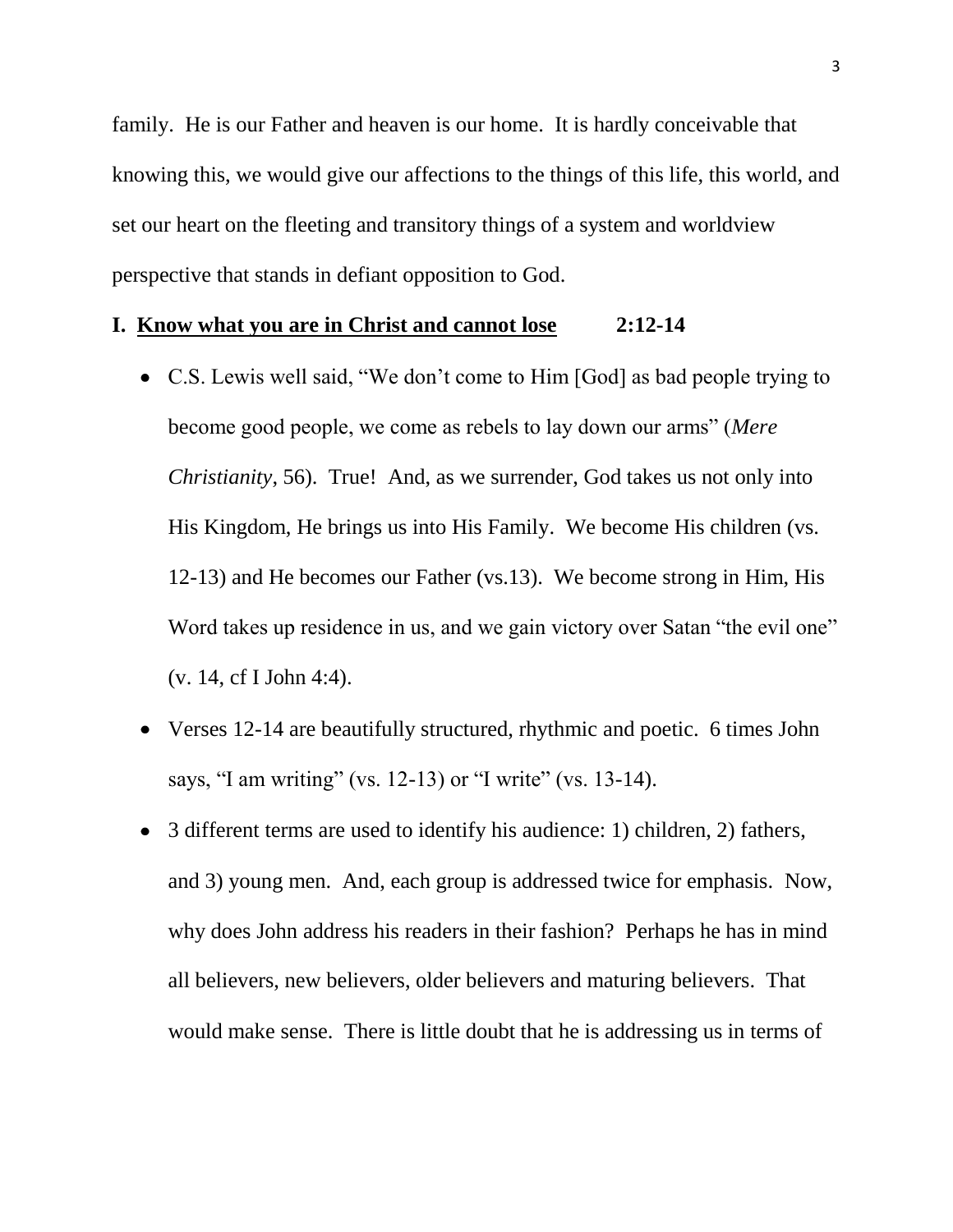family. He is our Father and heaven is our home. It is hardly conceivable that knowing this, we would give our affections to the things of this life, this world, and set our heart on the fleeting and transitory things of a system and worldview perspective that stands in defiant opposition to God.

## I. <u>Know what you are in Christ and cannot lose</u> 2:12-14

- C.S. Lewis well said, "We don't come to Him [God] as bad people trying to become good people, we come as rebels to lay down our arms" (*Mere Christianity*, 56). True! And, as we surrender, God takes us not only into His Kingdom, He brings us into His Family. We become His children (vs. 12-13) and He becomes our Father (vs.13). We become strong in Him, His Word takes up residence in us, and we gain victory over Satan "the evil one" (v. 14, cf I John 4:4).
- Verses 12-14 are beautifully structured, rhythmic and poetic. 6 times John says, "I am writing" (vs. 12-13) or "I write" (vs. 13-14).
- 3 different terms are used to identify his audience: 1) children, 2) fathers, and 3) young men. And, each group is addressed twice for emphasis. Now, why does John address his readers in their fashion? Perhaps he has in mind all believers, new believers, older believers and maturing believers. That would make sense. There is little doubt that he is addressing us in terms of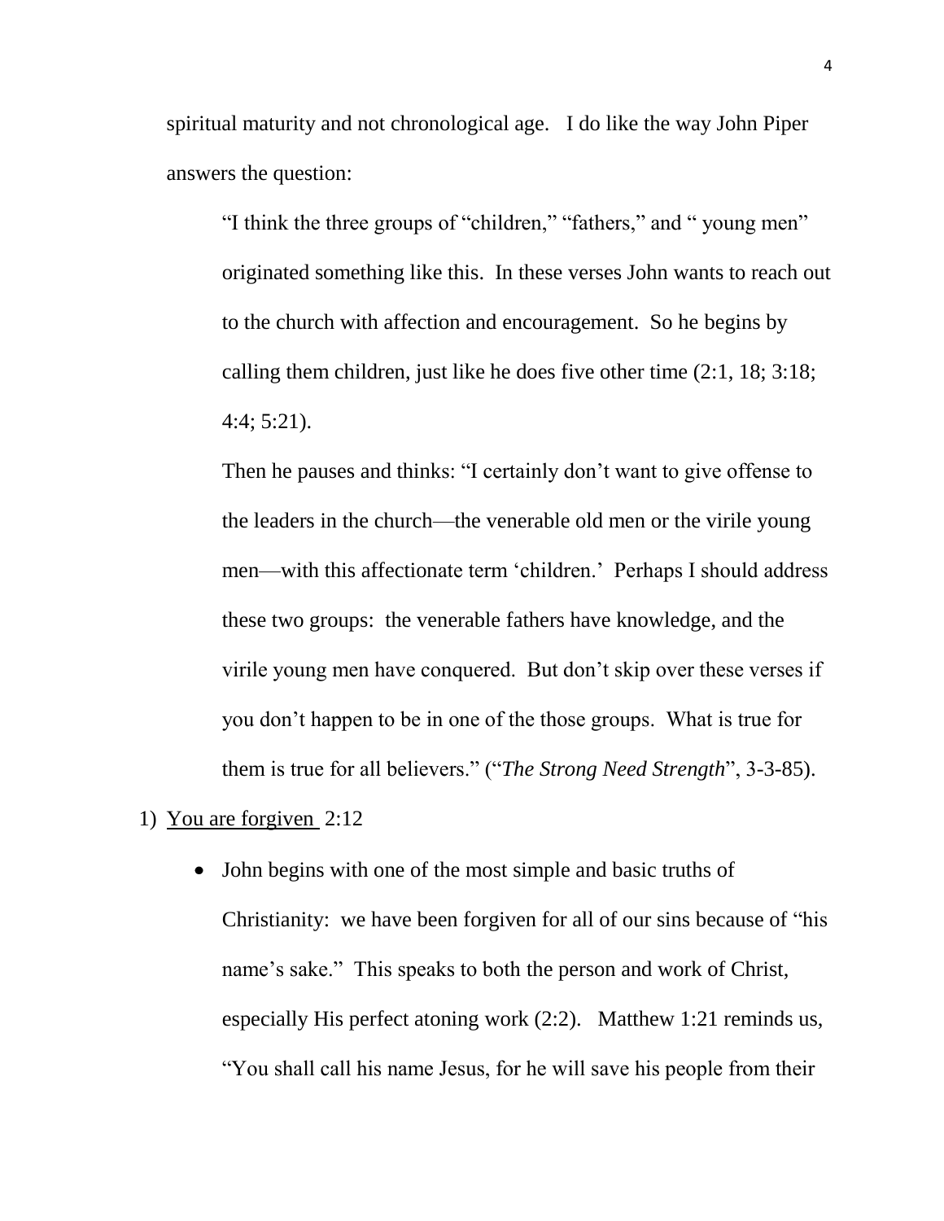spiritual maturity and not chronological age. I do like the way John Piper answers the question:

> "I think the three groups of "children," "fathers," and " young men" originated something like this. In these verses John wants to reach out to the church with affection and encouragement. So he begins by calling them children, just like he does five other time (2:1, 18; 3:18; 4:4; 5:21).
>
> Then he pauses and thinks: "I certainly don't want to give offense to the leaders in the church—the venerable old men or the virile young men—with this affectionate term 'children.' Perhaps I should address these two groups: the venerable fathers have knowledge, and the virile young men have conquered. But don't skip over these verses if you don't happen to be in one of the those groups. What is true for them is true for all believers." ("*The Strong Need Strength*", 3-3-85).

1) <u>You are forgiven</u> 2:12

- John begins with one of the most simple and basic truths of Christianity: we have been forgiven for all of our sins because of "his name's sake." This speaks to both the person and work of Christ, especially His perfect atoning work (2:2). Matthew 1:21 reminds us, "You shall call his name Jesus, for he will save his people from their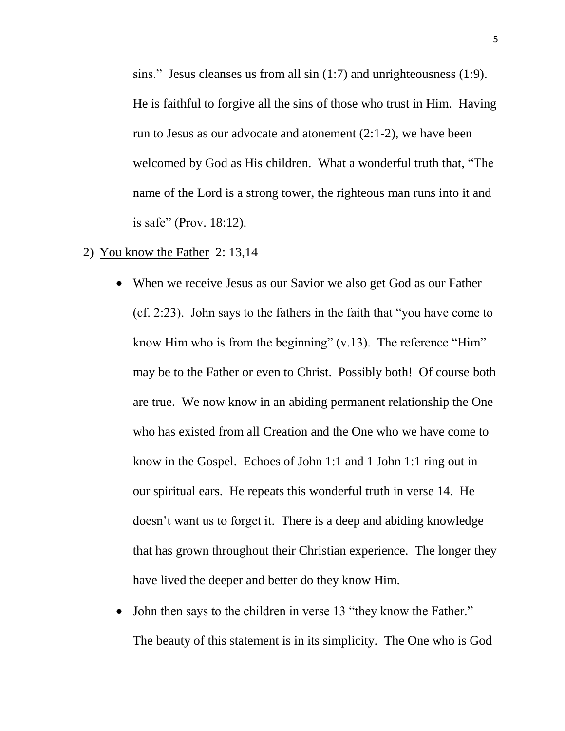sins." Jesus cleanses us from all sin (1:7) and unrighteousness (1:9). He is faithful to forgive all the sins of those who trust in Him. Having run to Jesus as our advocate and atonement (2:1-2), we have been welcomed by God as His children. What a wonderful truth that, "The name of the Lord is a strong tower, the righteous man runs into it and is safe" (Prov. 18:12).

2) <u>You know the Father</u> 2: 13,14

- When we receive Jesus as our Savior we also get God as our Father (cf. 2:23). John says to the fathers in the faith that "you have come to know Him who is from the beginning" (v.13). The reference "Him" may be to the Father or even to Christ. Possibly both! Of course both are true. We now know in an abiding permanent relationship the One who has existed from all Creation and the One who we have come to know in the Gospel. Echoes of John 1:1 and 1 John 1:1 ring out in our spiritual ears. He repeats this wonderful truth in verse 14. He doesn't want us to forget it. There is a deep and abiding knowledge that has grown throughout their Christian experience. The longer they have lived the deeper and better do they know Him.
- John then says to the children in verse 13 "they know the Father." The beauty of this statement is in its simplicity. The One who is God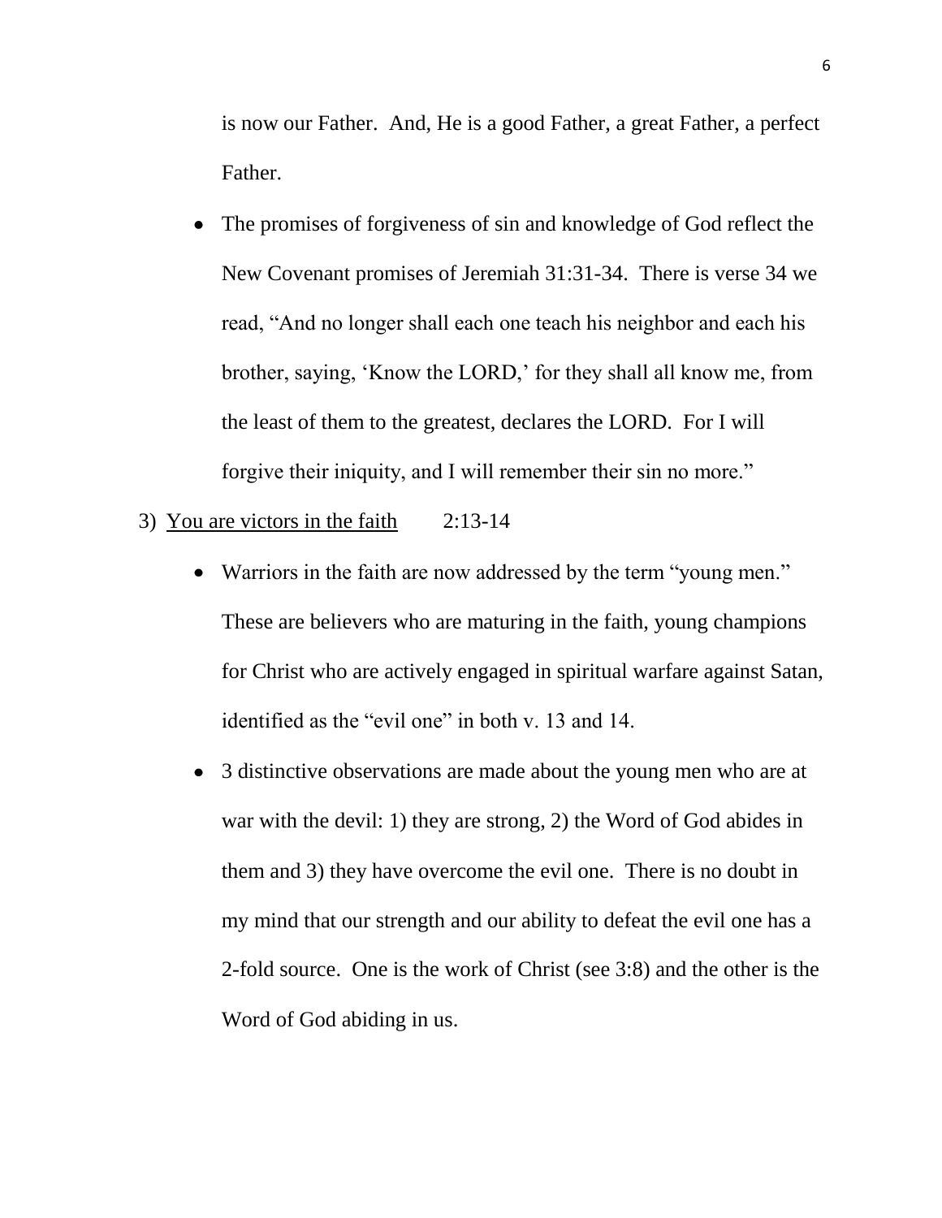is now our Father. And, He is a good Father, a great Father, a perfect Father.

- The promises of forgiveness of sin and knowledge of God reflect the New Covenant promises of Jeremiah 31:31-34. There is verse 34 we read, “And no longer shall each one teach his neighbor and each his brother, saying, ‘Know the LORD,’ for they shall all know me, from the least of them to the greatest, declares the LORD. For I will forgive their iniquity, and I will remember their sin no more.”

3) <u>You are victors in the faith</u> 2:13-14

- Warriors in the faith are now addressed by the term “young men.” These are believers who are maturing in the faith, young champions for Christ who are actively engaged in spiritual warfare against Satan, identified as the “evil one” in both v. 13 and 14.
- 3 distinctive observations are made about the young men who are at war with the devil: 1) they are strong, 2) the Word of God abides in them and 3) they have overcome the evil one. There is no doubt in my mind that our strength and our ability to defeat the evil one has a 2-fold source. One is the work of Christ (see 3:8) and the other is the Word of God abiding in us.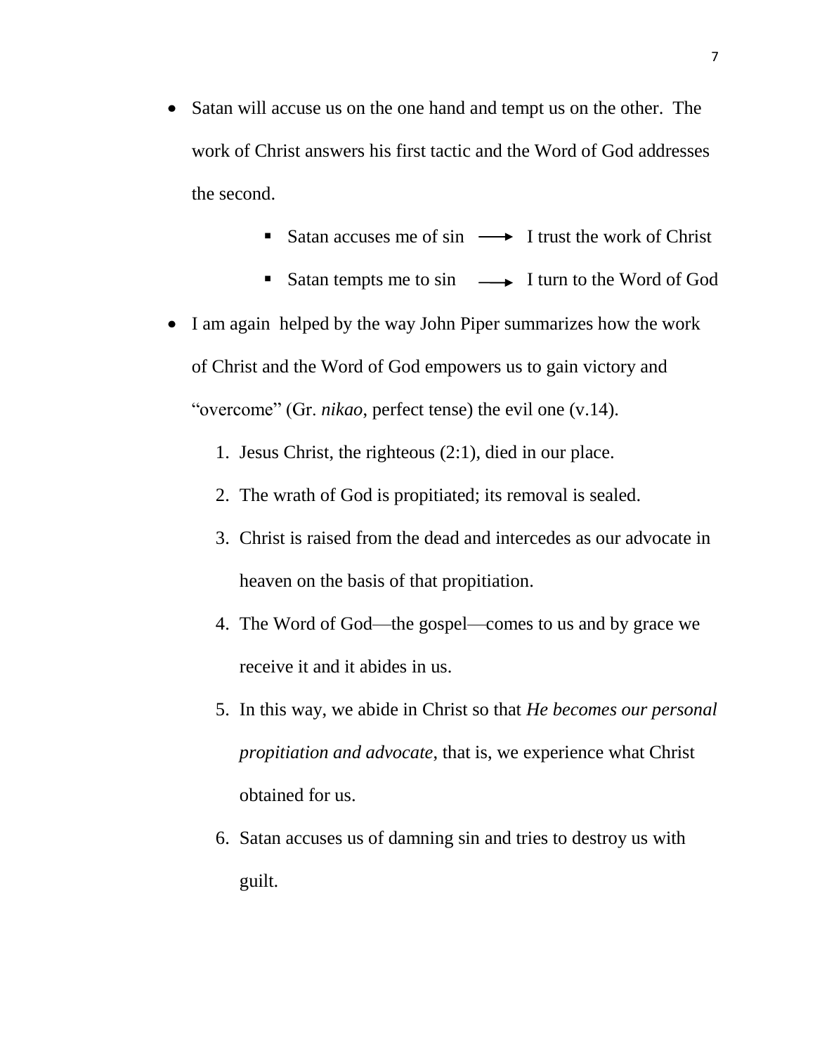- Satan will accuse us on the one hand and tempt us on the other. The work of Christ answers his first tactic and the Word of God addresses the second.

  - Satan accuses me of sin ⟶ I trust the work of Christ
  - Satan tempts me to sin ⟶ I turn to the Word of God

- I am again helped by the way John Piper summarizes how the work of Christ and the Word of God empowers us to gain victory and “overcome” (Gr. *nikao*, perfect tense) the evil one (v.14).

  1. Jesus Christ, the righteous (2:1), died in our place.
  2. The wrath of God is propitiated; its removal is sealed.
  3. Christ is raised from the dead and intercedes as our advocate in heaven on the basis of that propitiation.
  4. The Word of God—the gospel—comes to us and by grace we receive it and it abides in us.
  5. In this way, we abide in Christ so that *He becomes our personal propitiation and advocate*, that is, we experience what Christ obtained for us.
  6. Satan accuses us of damning sin and tries to destroy us with guilt.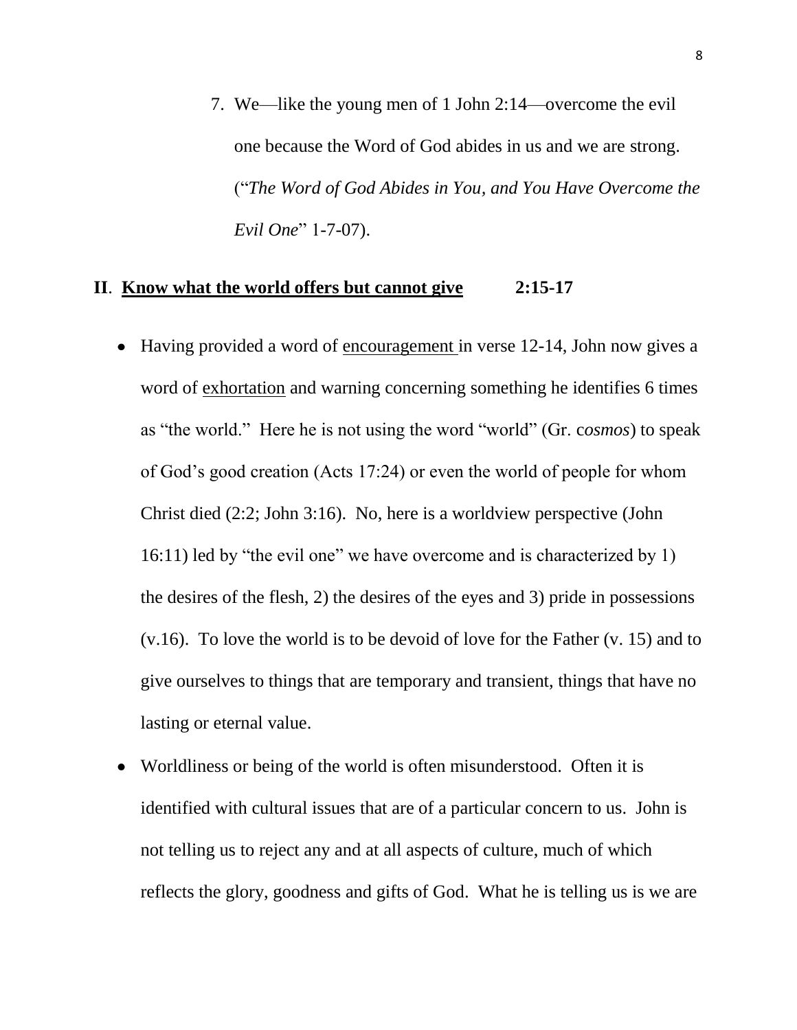7. We—like the young men of 1 John 2:14—overcome the evil one because the Word of God abides in us and we are strong. ("*The Word of God Abides in You, and You Have Overcome the Evil One*" 1-7-07).

## **II**. **<u>Know what the world offers but cannot give</u>** **2:15-17**

- Having provided a word of <u>encouragement</u> in verse 12-14, John now gives a word of <u>exhortation</u> and warning concerning something he identifies 6 times as "the world." Here he is not using the word "world" (Gr. c*osmos*) to speak of God's good creation (Acts 17:24) or even the world of people for whom Christ died (2:2; John 3:16). No, here is a worldview perspective (John 16:11) led by "the evil one" we have overcome and is characterized by 1) the desires of the flesh, 2) the desires of the eyes and 3) pride in possessions (v.16). To love the world is to be devoid of love for the Father (v. 15) and to give ourselves to things that are temporary and transient, things that have no lasting or eternal value.
- Worldliness or being of the world is often misunderstood. Often it is identified with cultural issues that are of a particular concern to us. John is not telling us to reject any and at all aspects of culture, much of which reflects the glory, goodness and gifts of God. What he is telling us is we are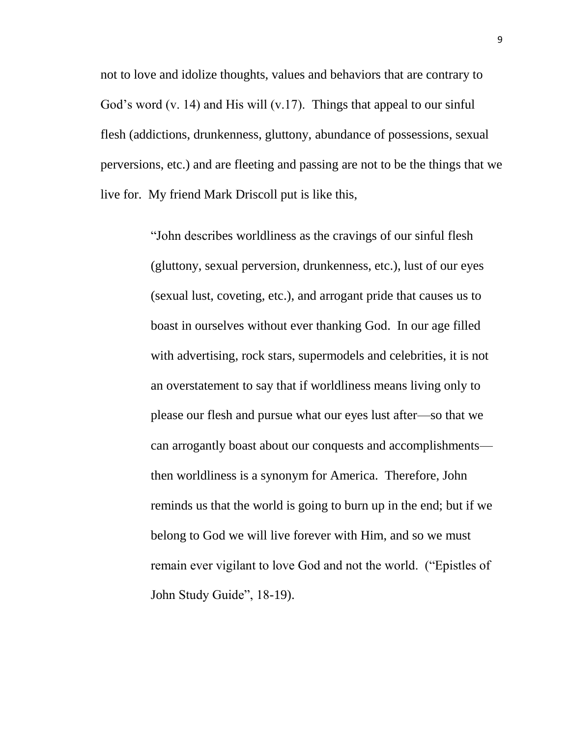not to love and idolize thoughts, values and behaviors that are contrary to God's word (v. 14) and His will (v.17). Things that appeal to our sinful flesh (addictions, drunkenness, gluttony, abundance of possessions, sexual perversions, etc.) and are fleeting and passing are not to be the things that we live for. My friend Mark Driscoll put is like this,

> "John describes worldliness as the cravings of our sinful flesh (gluttony, sexual perversion, drunkenness, etc.), lust of our eyes (sexual lust, coveting, etc.), and arrogant pride that causes us to boast in ourselves without ever thanking God. In our age filled with advertising, rock stars, supermodels and celebrities, it is not an overstatement to say that if worldliness means living only to please our flesh and pursue what our eyes lust after—so that we can arrogantly boast about our conquests and accomplishments—then worldliness is a synonym for America. Therefore, John reminds us that the world is going to burn up in the end; but if we belong to God we will live forever with Him, and so we must remain ever vigilant to love God and not the world. ("Epistles of John Study Guide", 18-19).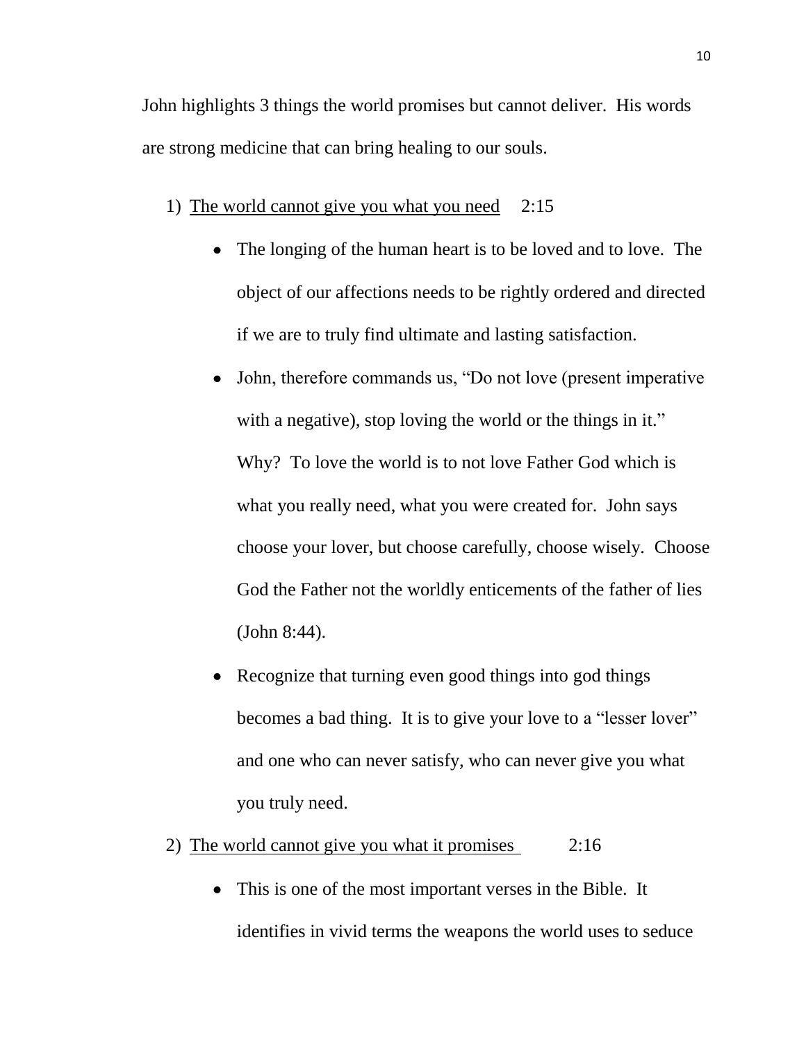John highlights 3 things the world promises but cannot deliver. His words are strong medicine that can bring healing to our souls.

1) <u>The world cannot give you what you need</u> 2:15

    - The longing of the human heart is to be loved and to love. The object of our affections needs to be rightly ordered and directed if we are to truly find ultimate and lasting satisfaction.
    - John, therefore commands us, "Do not love (present imperative with a negative), stop loving the world or the things in it." Why? To love the world is to not love Father God which is what you really need, what you were created for. John says choose your lover, but choose carefully, choose wisely. Choose God the Father not the worldly enticements of the father of lies (John 8:44).
    - Recognize that turning even good things into god things becomes a bad thing. It is to give your love to a "lesser lover" and one who can never satisfy, who can never give you what you truly need.

2) <u>The world cannot give you what it promises</u> 2:16

    - This is one of the most important verses in the Bible. It identifies in vivid terms the weapons the world uses to seduce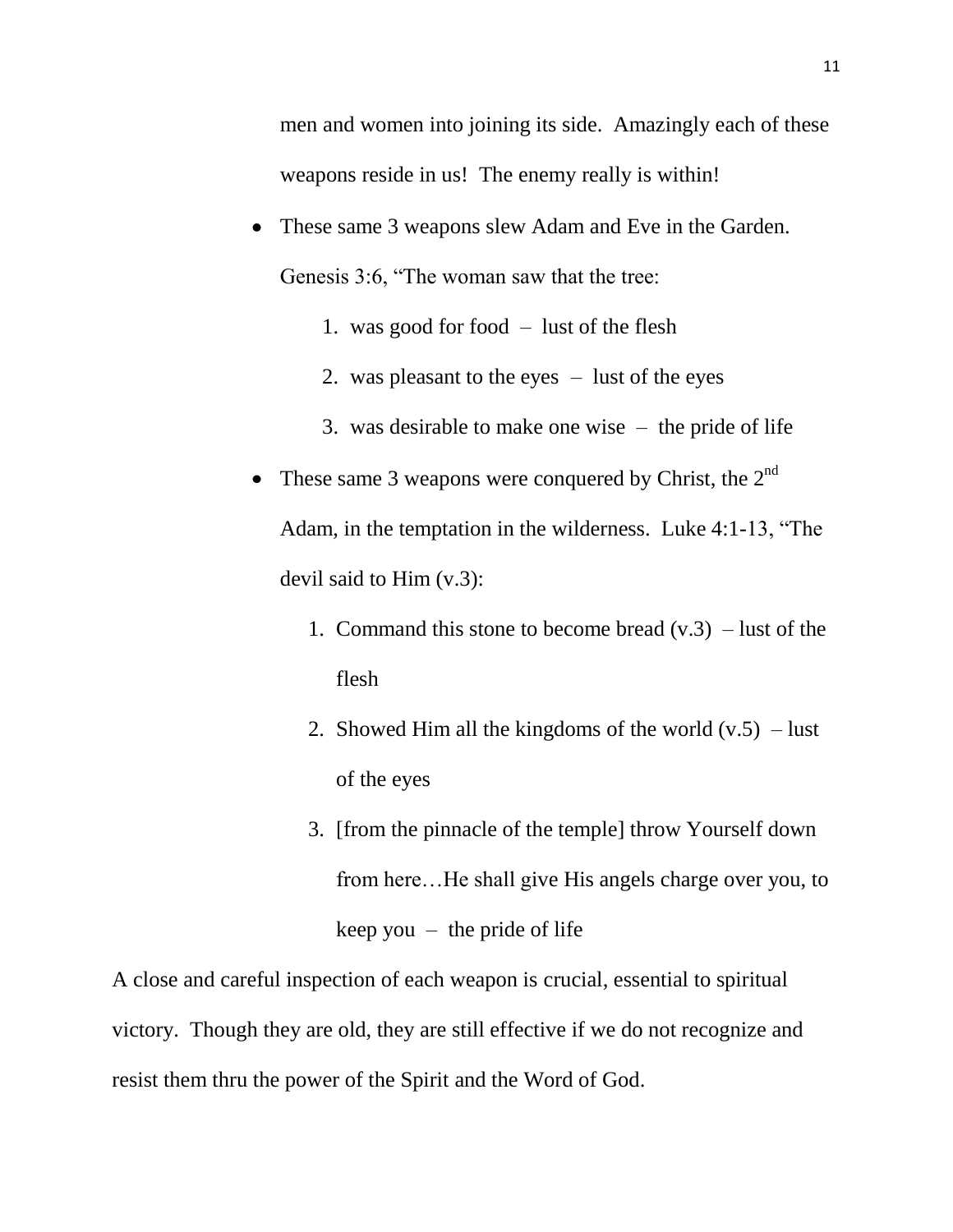men and women into joining its side. Amazingly each of these weapons reside in us! The enemy really is within!

- These same 3 weapons slew Adam and Eve in the Garden. Genesis 3:6, “The woman saw that the tree:
    1. was good for food – lust of the flesh
    2. was pleasant to the eyes – lust of the eyes
    3. was desirable to make one wise – the pride of life
- These same 3 weapons were conquered by Christ, the 2nd Adam, in the temptation in the wilderness. Luke 4:1-13, “The devil said to Him (v.3):
    1. Command this stone to become bread (v.3) – lust of the flesh
    2. Showed Him all the kingdoms of the world (v.5) – lust of the eyes
    3. [from the pinnacle of the temple] throw Yourself down from here…He shall give His angels charge over you, to keep you – the pride of life

A close and careful inspection of each weapon is crucial, essential to spiritual victory. Though they are old, they are still effective if we do not recognize and resist them thru the power of the Spirit and the Word of God.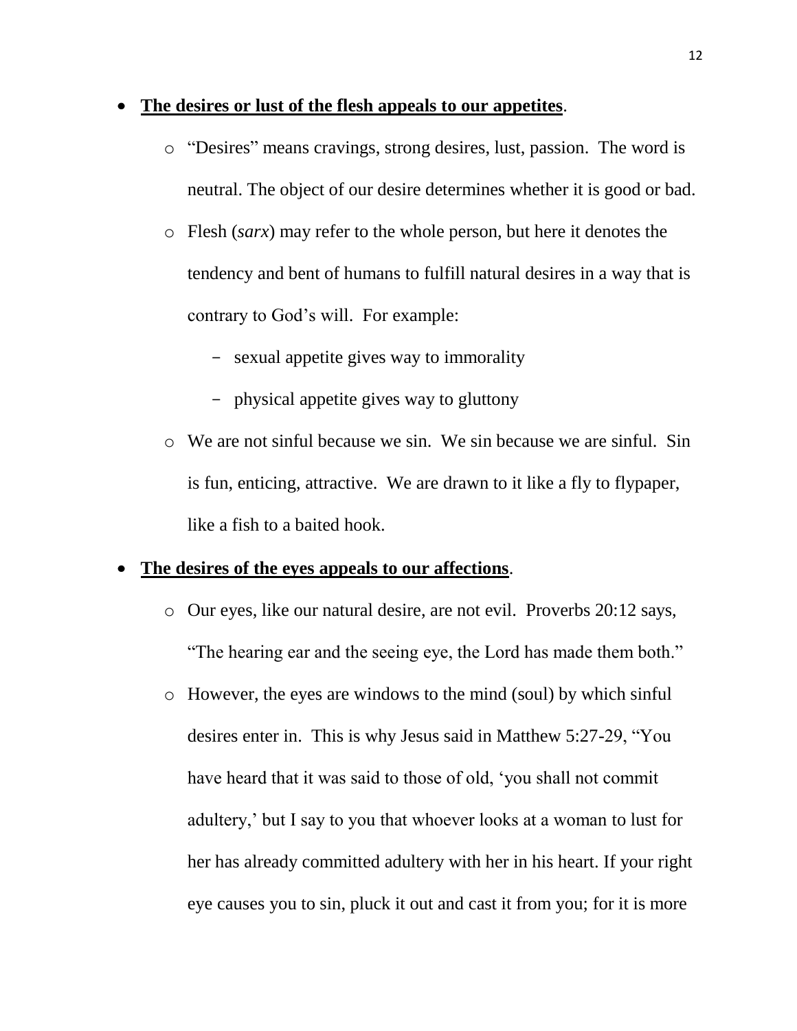- **<u>The desires or lust of the flesh appeals to our appetites</u>**.
  - "Desires" means cravings, strong desires, lust, passion. The word is neutral. The object of our desire determines whether it is good or bad.
  - Flesh (*sarx*) may refer to the whole person, but here it denotes the tendency and bent of humans to fulfill natural desires in a way that is contrary to God's will. For example:
    - sexual appetite gives way to immorality
    - physical appetite gives way to gluttony
  - We are not sinful because we sin. We sin because we are sinful. Sin is fun, enticing, attractive. We are drawn to it like a fly to flypaper, like a fish to a baited hook.
- **<u>The desires of the eyes appeals to our affections</u>**.
  - Our eyes, like our natural desire, are not evil. Proverbs 20:12 says, "The hearing ear and the seeing eye, the Lord has made them both."
  - However, the eyes are windows to the mind (soul) by which sinful desires enter in. This is why Jesus said in Matthew 5:27-29, "You have heard that it was said to those of old, 'you shall not commit adultery,' but I say to you that whoever looks at a woman to lust for her has already committed adultery with her in his heart. If your right eye causes you to sin, pluck it out and cast it from you; for it is more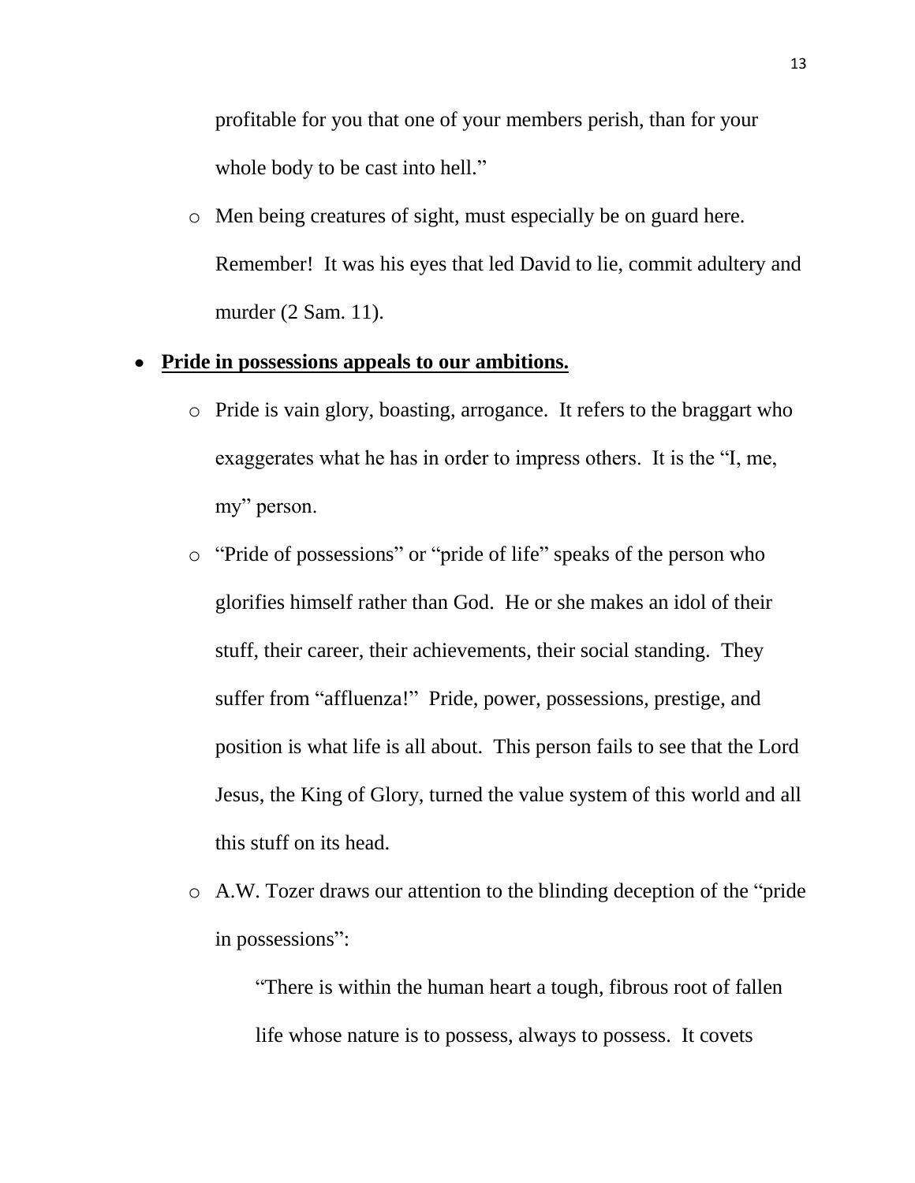profitable for you that one of your members perish, than for your whole body to be cast into hell."

- Men being creatures of sight, must especially be on guard here. Remember! It was his eyes that led David to lie, commit adultery and murder (2 Sam. 11).

- **<u>Pride in possessions appeals to our ambitions.</u>**
  - Pride is vain glory, boasting, arrogance. It refers to the braggart who exaggerates what he has in order to impress others. It is the "I, me, my" person.
  - "Pride of possessions" or "pride of life" speaks of the person who glorifies himself rather than God. He or she makes an idol of their stuff, their career, their achievements, their social standing. They suffer from "affluenza!" Pride, power, possessions, prestige, and position is what life is all about. This person fails to see that the Lord Jesus, the King of Glory, turned the value system of this world and all this stuff on its head.
  - A.W. Tozer draws our attention to the blinding deception of the "pride in possessions":

    "There is within the human heart a tough, fibrous root of fallen life whose nature is to possess, always to possess. It covets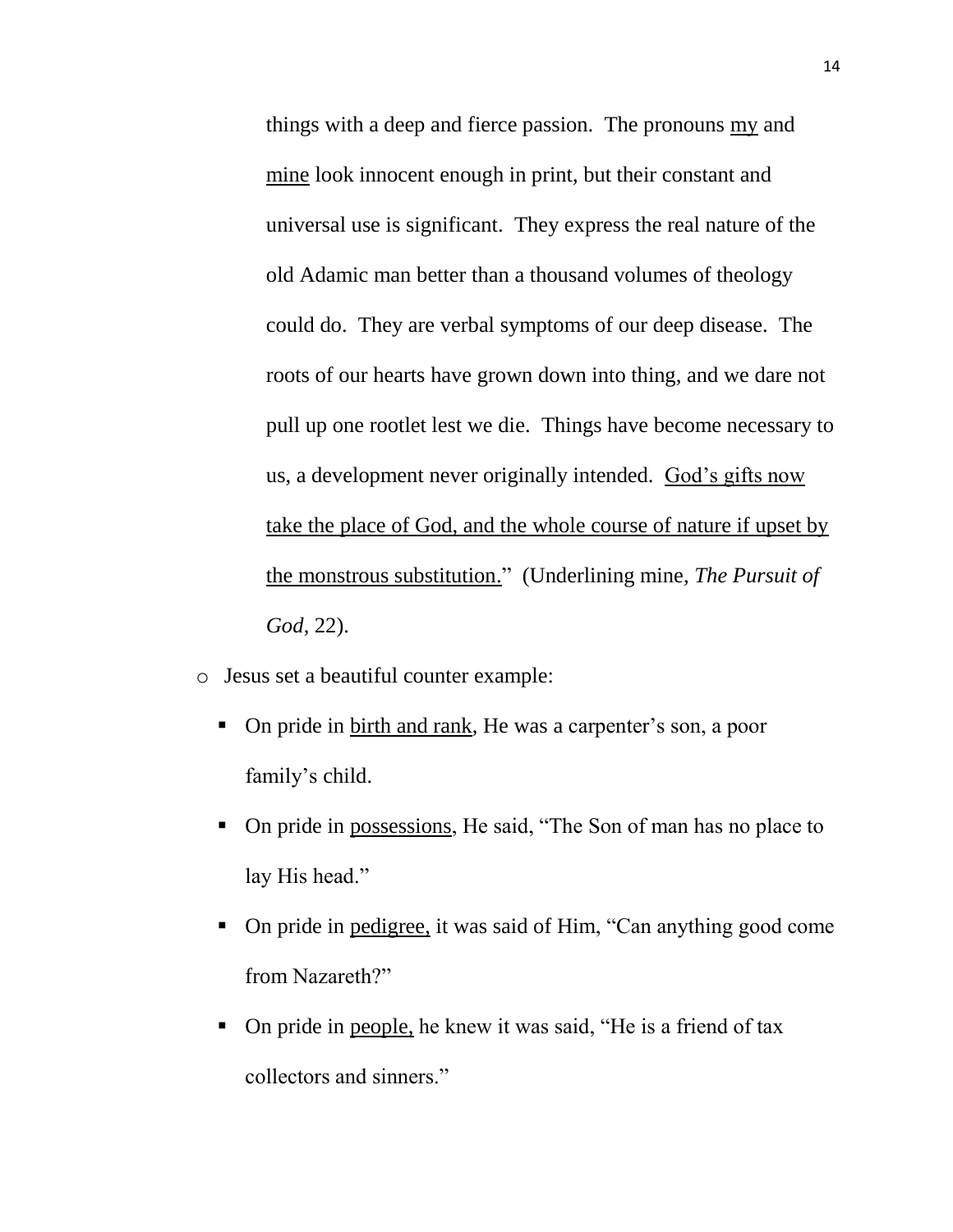things with a deep and fierce passion. The pronouns <u>my</u> and <u>mine</u> look innocent enough in print, but their constant and universal use is significant. They express the real nature of the old Adamic man better than a thousand volumes of theology could do. They are verbal symptoms of our deep disease. The roots of our hearts have grown down into thing, and we dare not pull up one rootlet lest we die. Things have become necessary to us, a development never originally intended. <u>God's gifts now take the place of God, and the whole course of nature if upset by the monstrous substitution.</u>" (Underlining mine, *The Pursuit of God*, 22).

- Jesus set a beautiful counter example:
  - On pride in <u>birth and rank</u>, He was a carpenter's son, a poor family's child.
  - On pride in <u>possessions</u>, He said, "The Son of man has no place to lay His head."
  - On pride in <u>pedigree,</u> it was said of Him, "Can anything good come from Nazareth?"
  - On pride in <u>people,</u> he knew it was said, "He is a friend of tax collectors and sinners."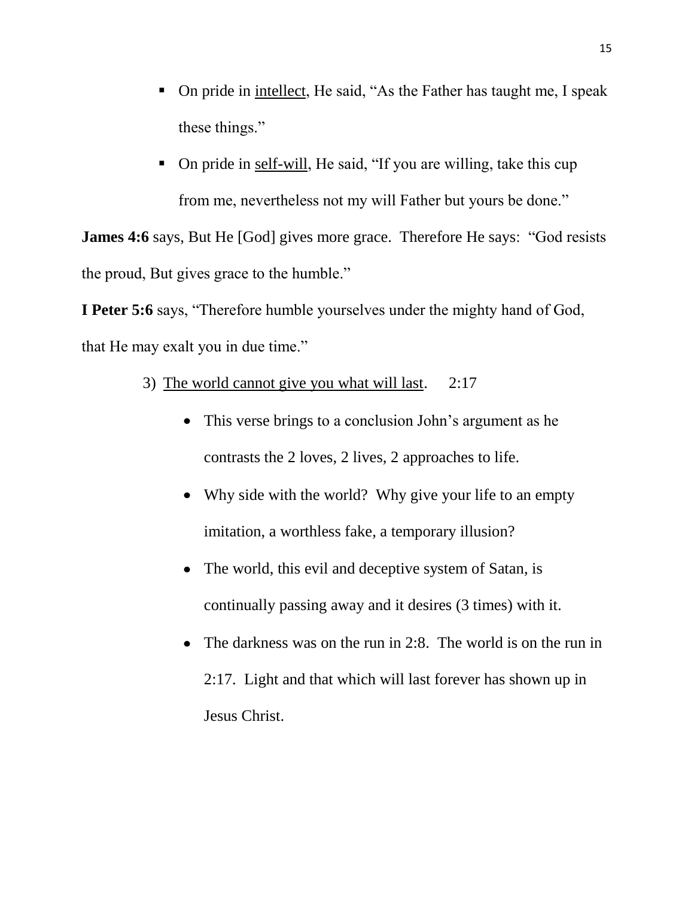- On pride in <u>intellect</u>, He said, "As the Father has taught me, I speak these things."
- On pride in <u>self-will</u>, He said, "If you are willing, take this cup from me, nevertheless not my will Father but yours be done."

**James 4:6** says, But He [God] gives more grace. Therefore He says: "God resists the proud, But gives grace to the humble."

**I Peter 5:6** says, "Therefore humble yourselves under the mighty hand of God, that He may exalt you in due time."

3) <u>The world cannot give you what will last</u>. 2:17

- This verse brings to a conclusion John's argument as he contrasts the 2 loves, 2 lives, 2 approaches to life.
- Why side with the world? Why give your life to an empty imitation, a worthless fake, a temporary illusion?
- The world, this evil and deceptive system of Satan, is continually passing away and it desires (3 times) with it.
- The darkness was on the run in 2:8. The world is on the run in 2:17. Light and that which will last forever has shown up in Jesus Christ.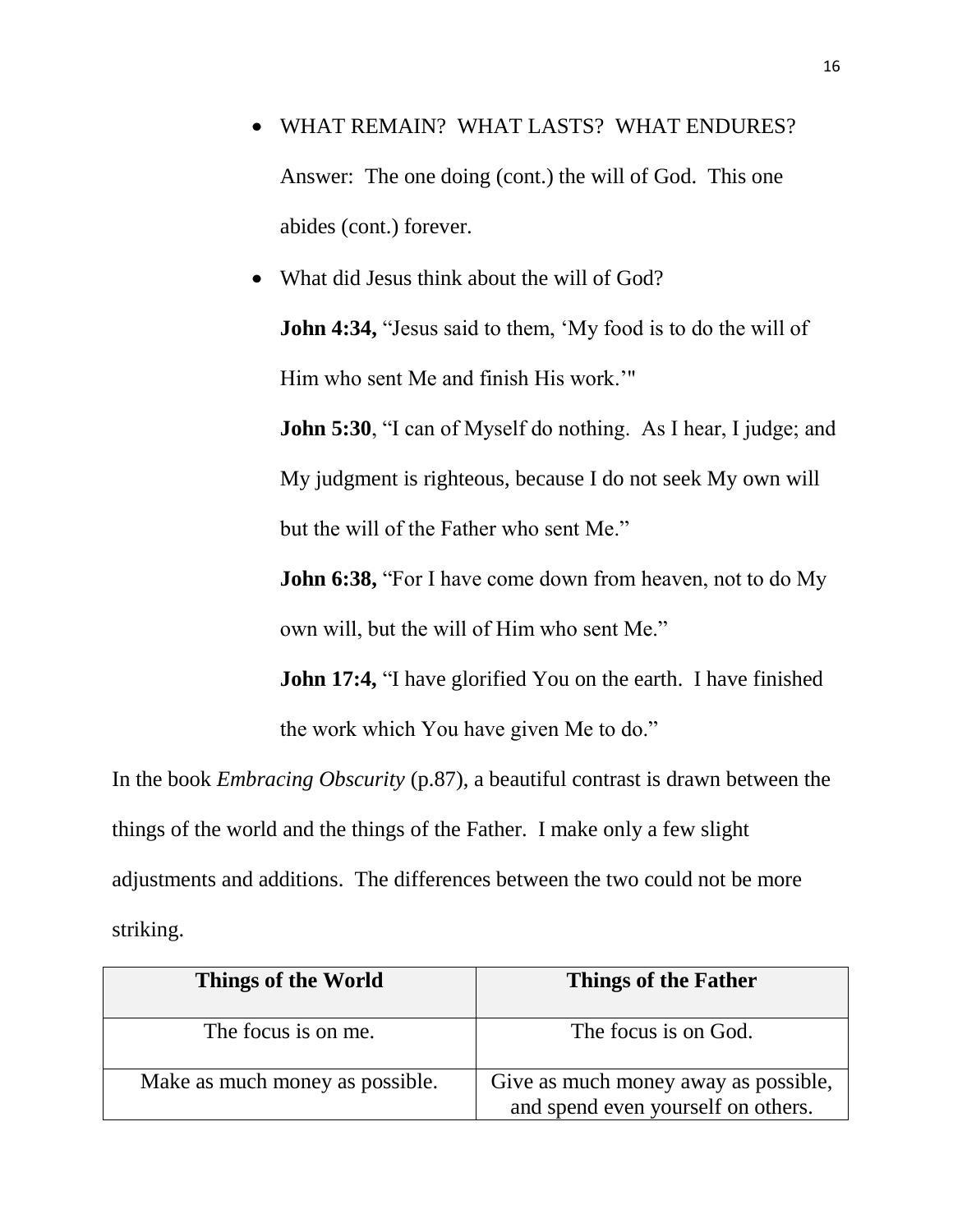- WHAT REMAIN? WHAT LASTS? WHAT ENDURES?

  Answer: The one doing (cont.) the will of God. This one abides (cont.) forever.

- What did Jesus think about the will of God?

  **John 4:34,** "Jesus said to them, 'My food is to do the will of Him who sent Me and finish His work.'"

  **John 5:30**, "I can of Myself do nothing. As I hear, I judge; and My judgment is righteous, because I do not seek My own will but the will of the Father who sent Me."

  **John 6:38,** "For I have come down from heaven, not to do My own will, but the will of Him who sent Me."

  **John 17:4,** "I have glorified You on the earth. I have finished the work which You have given Me to do."

In the book *Embracing Obscurity* (p.87), a beautiful contrast is drawn between the things of the world and the things of the Father. I make only a few slight adjustments and additions. The differences between the two could not be more striking.

| **Things of the World** | **Things of the Father** |
| --- | --- |
| The focus is on me. | The focus is on God. |
| Make as much money as possible. | Give as much money away as possible, and spend even yourself on others. |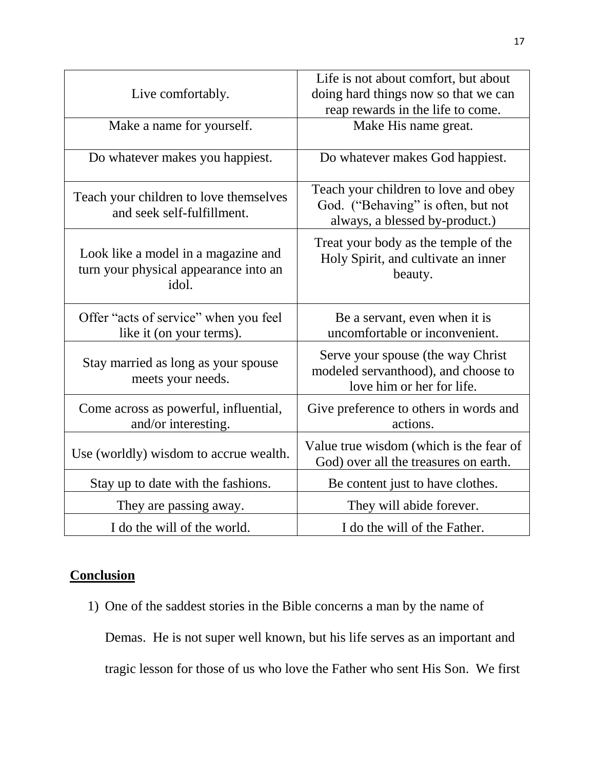| | |
|---|---|
| Live comfortably. | Life is not about comfort, but about doing hard things now so that we can reap rewards in the life to come. |
| Make a name for yourself. | Make His name great. |
| Do whatever makes you happiest. | Do whatever makes God happiest. |
| Teach your children to love themselves and seek self-fulfillment. | Teach your children to love and obey God. ("Behaving" is often, but not always, a blessed by-product.) |
| Look like a model in a magazine and turn your physical appearance into an idol. | Treat your body as the temple of the Holy Spirit, and cultivate an inner beauty. |
| Offer "acts of service" when you feel like it (on your terms). | Be a servant, even when it is uncomfortable or inconvenient. |
| Stay married as long as your spouse meets your needs. | Serve your spouse (the way Christ modeled servanthood), and choose to love him or her for life. |
| Come across as powerful, influential, and/or interesting. | Give preference to others in words and actions. |
| Use (worldly) wisdom to accrue wealth. | Value true wisdom (which is the fear of God) over all the treasures on earth. |
| Stay up to date with the fashions. | Be content just to have clothes. |
| They are passing away. | They will abide forever. |
| I do the will of the world. | I do the will of the Father. |

**Conclusion**

1) One of the saddest stories in the Bible concerns a man by the name of Demas. He is not super well known, but his life serves as an important and tragic lesson for those of us who love the Father who sent His Son. We first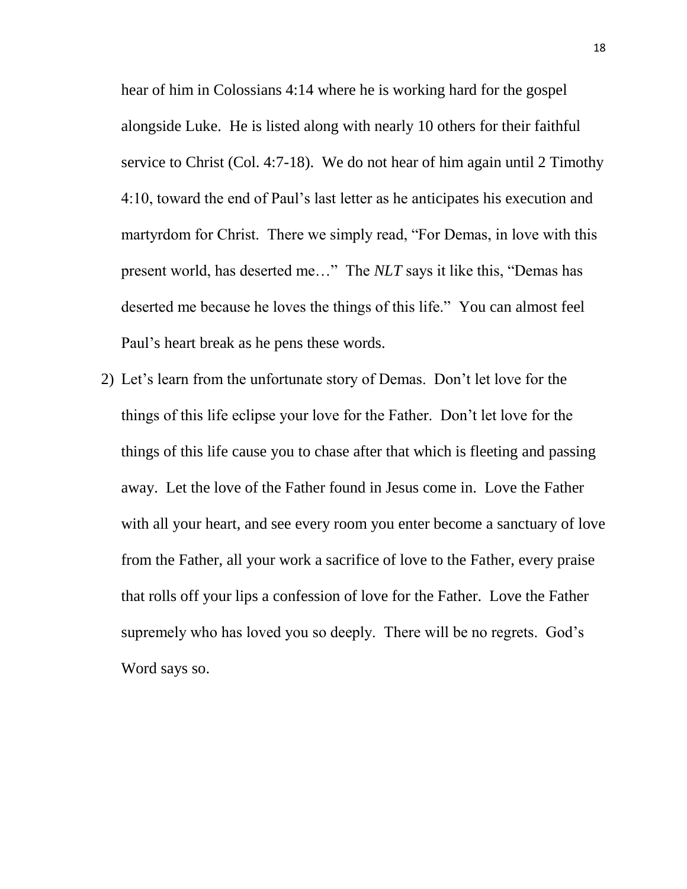hear of him in Colossians 4:14 where he is working hard for the gospel alongside Luke. He is listed along with nearly 10 others for their faithful service to Christ (Col. 4:7-18). We do not hear of him again until 2 Timothy 4:10, toward the end of Paul's last letter as he anticipates his execution and martyrdom for Christ. There we simply read, "For Demas, in love with this present world, has deserted me…" The *NLT* says it like this, "Demas has deserted me because he loves the things of this life." You can almost feel Paul's heart break as he pens these words.

2) Let's learn from the unfortunate story of Demas. Don't let love for the things of this life eclipse your love for the Father. Don't let love for the things of this life cause you to chase after that which is fleeting and passing away. Let the love of the Father found in Jesus come in. Love the Father with all your heart, and see every room you enter become a sanctuary of love from the Father, all your work a sacrifice of love to the Father, every praise that rolls off your lips a confession of love for the Father. Love the Father supremely who has loved you so deeply. There will be no regrets. God's Word says so.